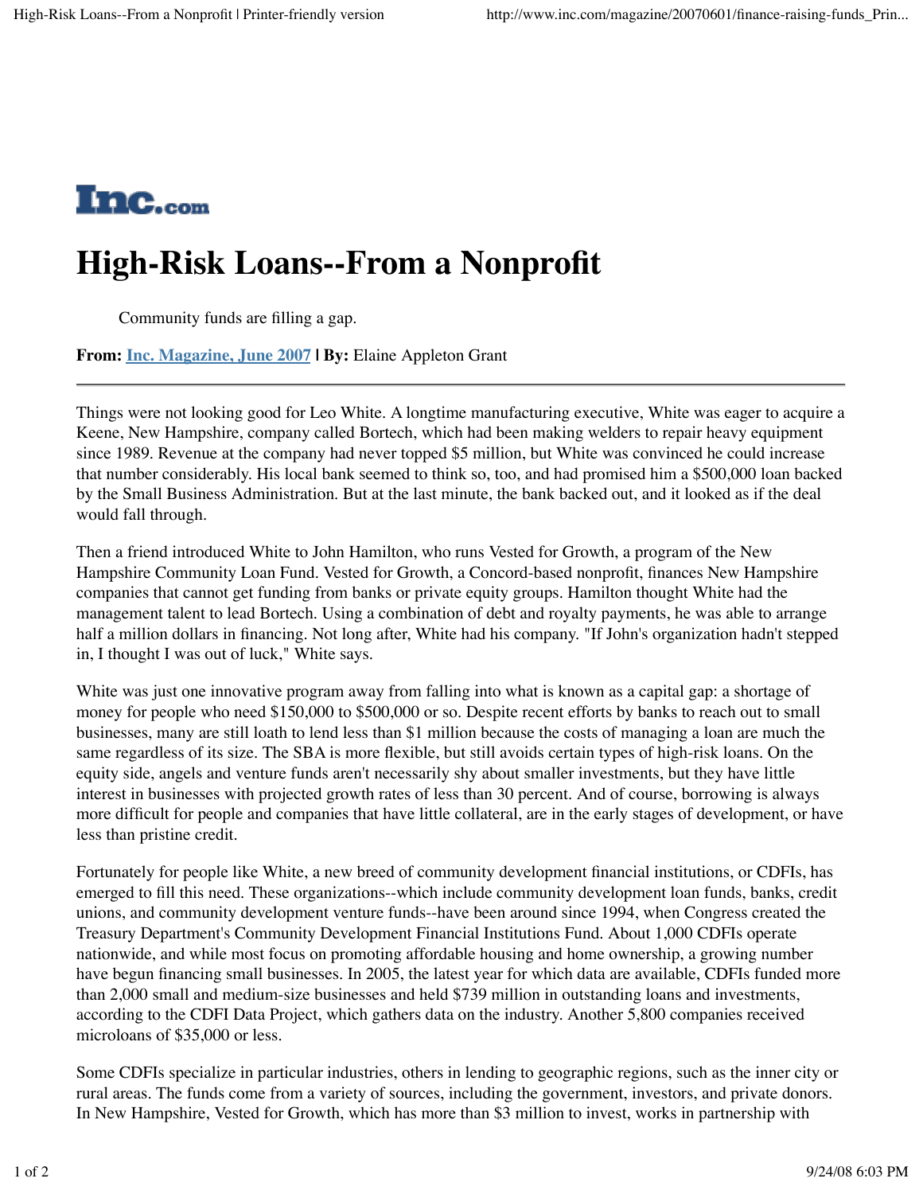# High-Risk Loans--From a Nonprofit

Community funds are filling a gap.

**From:** Inc. Magazine, June 2007 **| By:** Elaine Appleton Grant

---

Things were not looking good for Leo White. A longtime manufacturing executive, White was eager to acquire a Keene, New Hampshire, company called Bortech, which had been making welders to repair heavy equipment since 1989. Revenue at the company had never topped $5 million, but White was convinced he could increase that number considerably. His local bank seemed to think so, too, and had promised him a $500,000 loan backed by the Small Business Administration. But at the last minute, the bank backed out, and it looked as if the deal would fall through.

Then a friend introduced White to John Hamilton, who runs Vested for Growth, a program of the New Hampshire Community Loan Fund. Vested for Growth, a Concord-based nonprofit, finances New Hampshire companies that cannot get funding from banks or private equity groups. Hamilton thought White had the management talent to lead Bortech. Using a combination of debt and royalty payments, he was able to arrange half a million dollars in financing. Not long after, White had his company. "If John's organization hadn't stepped in, I thought I was out of luck," White says.

White was just one innovative program away from falling into what is known as a capital gap: a shortage of money for people who need $150,000 to $500,000 or so. Despite recent efforts by banks to reach out to small businesses, many are still loath to lend less than $1 million because the costs of managing a loan are much the same regardless of its size. The SBA is more flexible, but still avoids certain types of high-risk loans. On the equity side, angels and venture funds aren't necessarily shy about smaller investments, but they have little interest in businesses with projected growth rates of less than 30 percent. And of course, borrowing is always more difficult for people and companies that have little collateral, are in the early stages of development, or have less than pristine credit.

Fortunately for people like White, a new breed of community development financial institutions, or CDFIs, has emerged to fill this need. These organizations--which include community development loan funds, banks, credit unions, and community development venture funds--have been around since 1994, when Congress created the Treasury Department's Community Development Financial Institutions Fund. About 1,000 CDFIs operate nationwide, and while most focus on promoting affordable housing and home ownership, a growing number have begun financing small businesses. In 2005, the latest year for which data are available, CDFIs funded more than 2,000 small and medium-size businesses and held $739 million in outstanding loans and investments, according to the CDFI Data Project, which gathers data on the industry. Another 5,800 companies received microloans of $35,000 or less.

Some CDFIs specialize in particular industries, others in lending to geographic regions, such as the inner city or rural areas. The funds come from a variety of sources, including the government, investors, and private donors. In New Hampshire, Vested for Growth, which has more than $3 million to invest, works in partnership with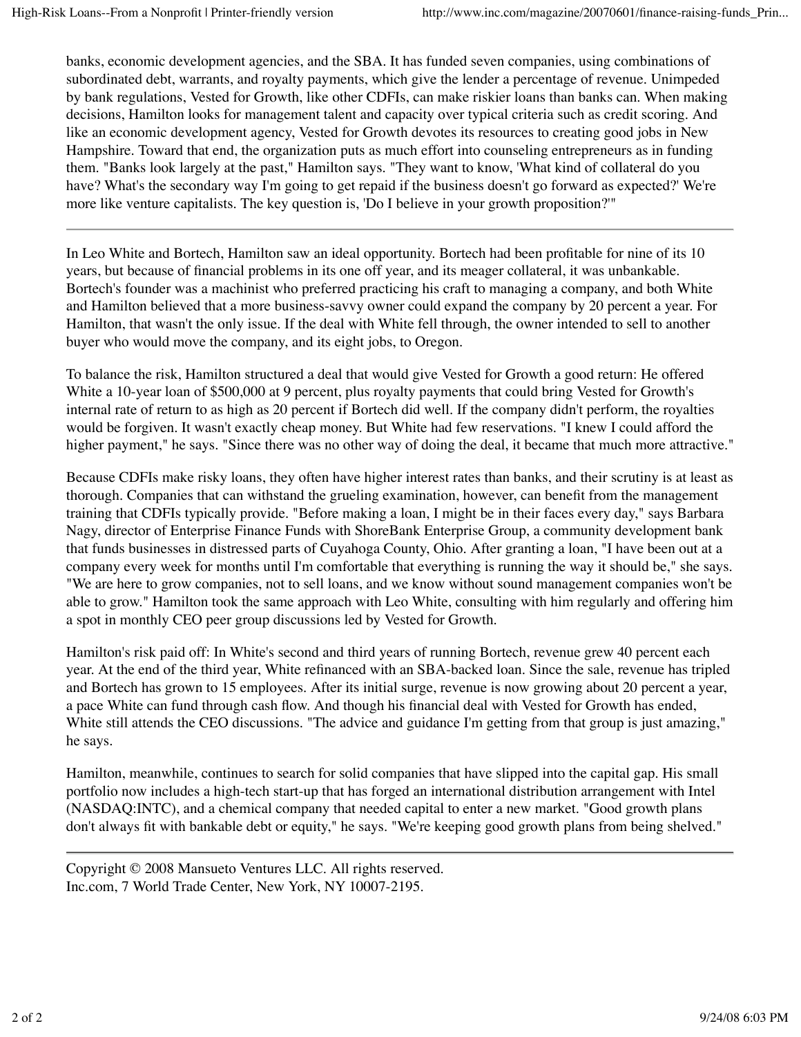banks, economic development agencies, and the SBA. It has funded seven companies, using combinations of subordinated debt, warrants, and royalty payments, which give the lender a percentage of revenue. Unimpeded by bank regulations, Vested for Growth, like other CDFIs, can make riskier loans than banks can. When making decisions, Hamilton looks for management talent and capacity over typical criteria such as credit scoring. And like an economic development agency, Vested for Growth devotes its resources to creating good jobs in New Hampshire. Toward that end, the organization puts as much effort into counseling entrepreneurs as in funding them. "Banks look largely at the past," Hamilton says. "They want to know, 'What kind of collateral do you have? What's the secondary way I'm going to get repaid if the business doesn't go forward as expected?' We're more like venture capitalists. The key question is, 'Do I believe in your growth proposition?'"

---

In Leo White and Bortech, Hamilton saw an ideal opportunity. Bortech had been profitable for nine of its 10 years, but because of financial problems in its one off year, and its meager collateral, it was unbankable. Bortech's founder was a machinist who preferred practicing his craft to managing a company, and both White and Hamilton believed that a more business-savvy owner could expand the company by 20 percent a year. For Hamilton, that wasn't the only issue. If the deal with White fell through, the owner intended to sell to another buyer who would move the company, and its eight jobs, to Oregon.

To balance the risk, Hamilton structured a deal that would give Vested for Growth a good return: He offered White a 10-year loan of $500,000 at 9 percent, plus royalty payments that could bring Vested for Growth's internal rate of return to as high as 20 percent if Bortech did well. If the company didn't perform, the royalties would be forgiven. It wasn't exactly cheap money. But White had few reservations. "I knew I could afford the higher payment," he says. "Since there was no other way of doing the deal, it became that much more attractive."

Because CDFIs make risky loans, they often have higher interest rates than banks, and their scrutiny is at least as thorough. Companies that can withstand the grueling examination, however, can benefit from the management training that CDFIs typically provide. "Before making a loan, I might be in their faces every day," says Barbara Nagy, director of Enterprise Finance Funds with ShoreBank Enterprise Group, a community development bank that funds businesses in distressed parts of Cuyahoga County, Ohio. After granting a loan, "I have been out at a company every week for months until I'm comfortable that everything is running the way it should be," she says. "We are here to grow companies, not to sell loans, and we know without sound management companies won't be able to grow." Hamilton took the same approach with Leo White, consulting with him regularly and offering him a spot in monthly CEO peer group discussions led by Vested for Growth.

Hamilton's risk paid off: In White's second and third years of running Bortech, revenue grew 40 percent each year. At the end of the third year, White refinanced with an SBA-backed loan. Since the sale, revenue has tripled and Bortech has grown to 15 employees. After its initial surge, revenue is now growing about 20 percent a year, a pace White can fund through cash flow. And though his financial deal with Vested for Growth has ended, White still attends the CEO discussions. "The advice and guidance I'm getting from that group is just amazing," he says.

Hamilton, meanwhile, continues to search for solid companies that have slipped into the capital gap. His small portfolio now includes a high-tech start-up that has forged an international distribution arrangement with Intel (NASDAQ:INTC), and a chemical company that needed capital to enter a new market. "Good growth plans don't always fit with bankable debt or equity," he says. "We're keeping good growth plans from being shelved."

---

Copyright © 2008 Mansueto Ventures LLC. All rights reserved.
Inc.com, 7 World Trade Center, New York, NY 10007-2195.